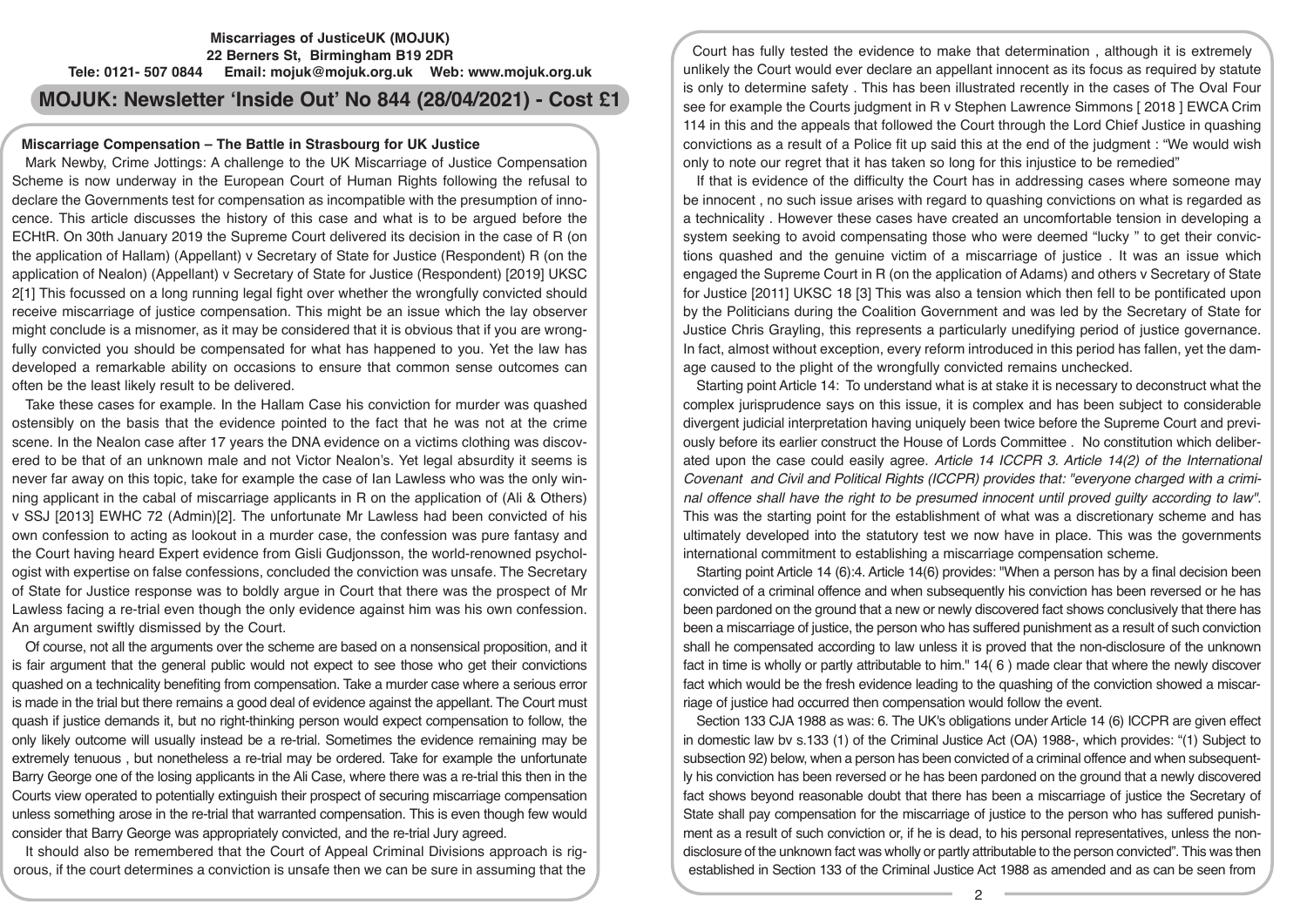**Miscarriages of JusticeUK (MOJUK)**
**22 Berners St, Birmingham B19 2DR**
**Tele: 0121- 507 0844 Email: mojuk@mojuk.org.uk Web: www.mojuk.org.uk**

# MOJUK: Newsletter 'Inside Out' No 844 (28/04/2021) - Cost £1

## Miscarriage Compensation – The Battle in Strasbourg for UK Justice

Mark Newby, Crime Jottings: A challenge to the UK Miscarriage of Justice Compensation Scheme is now underway in the European Court of Human Rights following the refusal to declare the Governments test for compensation as incompatible with the presumption of innocence. This article discusses the history of this case and what is to be argued before the ECHtR. On 30th January 2019 the Supreme Court delivered its decision in the case of R (on the application of Hallam) (Appellant) v Secretary of State for Justice (Respondent) R (on the application of Nealon) (Appellant) v Secretary of State for Justice (Respondent) [2019] UKSC 2[1] This focussed on a long running legal fight over whether the wrongfully convicted should receive miscarriage of justice compensation. This might be an issue which the lay observer might conclude is a misnomer, as it may be considered that it is obvious that if you are wrongfully convicted you should be compensated for what has happened to you. Yet the law has developed a remarkable ability on occasions to ensure that common sense outcomes can often be the least likely result to be delivered.

Take these cases for example. In the Hallam Case his conviction for murder was quashed ostensibly on the basis that the evidence pointed to the fact that he was not at the crime scene. In the Nealon case after 17 years the DNA evidence on a victims clothing was discovered to be that of an unknown male and not Victor Nealon's. Yet legal absurdity it seems is never far away on this topic, take for example the case of Ian Lawless who was the only winning applicant in the cabal of miscarriage applicants in R on the application of (Ali & Others) v SSJ [2013] EWHC 72 (Admin)[2]. The unfortunate Mr Lawless had been convicted of his own confession to acting as lookout in a murder case, the confession was pure fantasy and the Court having heard Expert evidence from Gisli Gudjonsson, the world-renowned psychologist with expertise on false confessions, concluded the conviction was unsafe. The Secretary of State for Justice response was to boldly argue in Court that there was the prospect of Mr Lawless facing a re-trial even though the only evidence against him was his own confession. An argument swiftly dismissed by the Court.

Of course, not all the arguments over the scheme are based on a nonsensical proposition, and it is fair argument that the general public would not expect to see those who get their convictions quashed on a technicality benefiting from compensation. Take a murder case where a serious error is made in the trial but there remains a good deal of evidence against the appellant. The Court must quash if justice demands it, but no right-thinking person would expect compensation to follow, the only likely outcome will usually instead be a re-trial. Sometimes the evidence remaining may be extremely tenuous , but nonetheless a re-trial may be ordered. Take for example the unfortunate Barry George one of the losing applicants in the Ali Case, where there was a re-trial this then in the Courts view operated to potentially extinguish their prospect of securing miscarriage compensation unless something arose in the re-trial that warranted compensation. This is even though few would consider that Barry George was appropriately convicted, and the re-trial Jury agreed.

It should also be remembered that the Court of Appeal Criminal Divisions approach is rigorous, if the court determines a conviction is unsafe then we can be sure in assuming that the Court has fully tested the evidence to make that determination , although it is extremely unlikely the Court would ever declare an appellant innocent as its focus as required by statute is only to determine safety . This has been illustrated recently in the cases of The Oval Four see for example the Courts judgment in R v Stephen Lawrence Simmons [ 2018 ] EWCA Crim 114 in this and the appeals that followed the Court through the Lord Chief Justice in quashing convictions as a result of a Police fit up said this at the end of the judgment : "We would wish only to note our regret that it has taken so long for this injustice to be remedied"

If that is evidence of the difficulty the Court has in addressing cases where someone may be innocent , no such issue arises with regard to quashing convictions on what is regarded as a technicality . However these cases have created an uncomfortable tension in developing a system seeking to avoid compensating those who were deemed "lucky " to get their convictions quashed and the genuine victim of a miscarriage of justice . It was an issue which engaged the Supreme Court in R (on the application of Adams) and others v Secretary of State for Justice [2011] UKSC 18 [3] This was also a tension which then fell to be pontificated upon by the Politicians during the Coalition Government and was led by the Secretary of State for Justice Chris Grayling, this represents a particularly unedifying period of justice governance. In fact, almost without exception, every reform introduced in this period has fallen, yet the damage caused to the plight of the wrongfully convicted remains unchecked.

Starting point Article 14: To understand what is at stake it is necessary to deconstruct what the complex jurisprudence says on this issue, it is complex and has been subject to considerable divergent judicial interpretation having uniquely been twice before the Supreme Court and previously before its earlier construct the House of Lords Committee . No constitution which deliberated upon the case could easily agree. *Article 14 ICCPR 3. Article 14(2) of the International Covenant and Civil and Political Rights (ICCPR) provides that: "everyone charged with a criminal offence shall have the right to be presumed innocent until proved guilty according to law".* This was the starting point for the establishment of what was a discretionary scheme and has ultimately developed into the statutory test we now have in place. This was the governments international commitment to establishing a miscarriage compensation scheme.

Starting point Article 14 (6):4. Article 14(6) provides: "When a person has by a final decision been convicted of a criminal offence and when subsequently his conviction has been reversed or he has been pardoned on the ground that a new or newly discovered fact shows conclusively that there has been a miscarriage of justice, the person who has suffered punishment as a result of such conviction shall he compensated according to law unless it is proved that the non-disclosure of the unknown fact in time is wholly or partly attributable to him." 14( 6 ) made clear that where the newly discover fact which would be the fresh evidence leading to the quashing of the conviction showed a miscarriage of justice had occurred then compensation would follow the event.

Section 133 CJA 1988 as was: 6. The UK's obligations under Article 14 (6) ICCPR are given effect in domestic law bv s.133 (1) of the Criminal Justice Act (OA) 1988-, which provides: "(1) Subject to subsection 92) below, when a person has been convicted of a criminal offence and when subsequently his conviction has been reversed or he has been pardoned on the ground that a newly discovered fact shows beyond reasonable doubt that there has been a miscarriage of justice the Secretary of State shall pay compensation for the miscarriage of justice to the person who has suffered punishment as a result of such conviction or, if he is dead, to his personal representatives, unless the nondisclosure of the unknown fact was wholly or partly attributable to the person convicted". This was then established in Section 133 of the Criminal Justice Act 1988 as amended and as can be seen from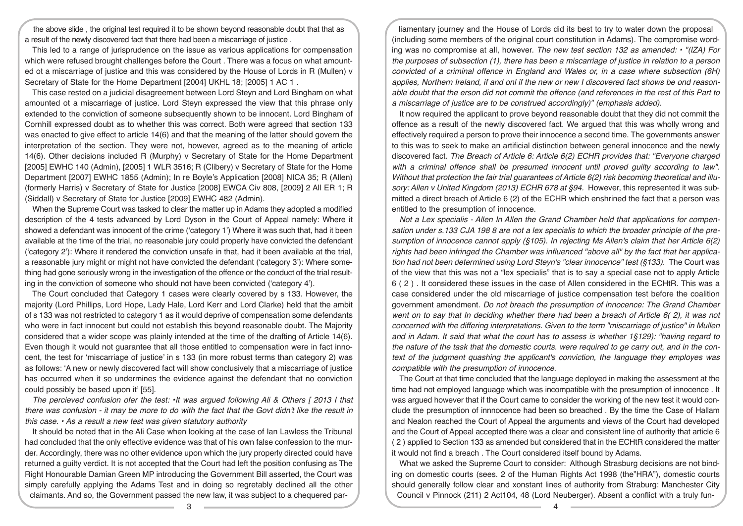the above slide , the original test required it to be shown beyond reasonable doubt that that as a result of the newly discovered fact that there had been a miscarriage of justice .

This led to a range of jurisprudence on the issue as various applications for compensation which were refused brought challenges before the Court . There was a focus on what amounted ot a miscarriage of justice and this was considered by the House of Lords in R (Mullen) v Secretary of State for the Home Department [2004] UKHL 18; [2005] 1 AC 1 .

This case rested on a judicial disagreement between Lord Steyn and Lord Bingham on what amounted ot a miscarriage of justice. Lord Steyn expressed the view that this phrase only extended to the conviction of someone subsequently shown to be innocent. Lord Bingham of Cornhill expressed doubt as to whether this was correct. Both were agreed that section 133 was enacted to give effect to article 14(6) and that the meaning of the latter should govern the interpretation of the section. They were not, however, agreed as to the meaning of article 14(6). Other decisions included R (Murphy) v Secretary of State for the Home Department [2005] EWHC 140 (Admin), [2005] 1 WLR 3516; R (Clibery) v Secretary of State for the Home Department [2007] EWHC 1855 (Admin); In re Boyle's Application [2008] NICA 35; R (Allen) (formerly Harris) v Secretary of State for Justice [2008] EWCA Civ 808, [2009] 2 All ER 1; R (Siddall) v Secretary of State for Justice [2009] EWHC 482 (Admin).

When the Supreme Court was tasked to clear the matter up in Adams they adopted a modified description of the 4 tests advanced by Lord Dyson in the Court of Appeal namely: Where it showed a defendant was innocent of the crime ('category 1') Where it was such that, had it been available at the time of the trial, no reasonable jury could properly have convicted the defendant ('category 2'): Where it rendered the conviction unsafe in that, had it been available at the trial, a reasonable jury might or might not have convicted the defendant ('category 3'): Where something had gone seriously wrong in the investigation of the offence or the conduct of the trial resulting in the conviction of someone who should not have been convicted ('category 4').

The Court concluded that Category 1 cases were clearly covered by s 133. However, the majority (Lord Phillips, Lord Hope, Lady Hale, Lord Kerr and Lord Clarke) held that the ambit of s 133 was not restricted to category 1 as it would deprive of compensation some defendants who were in fact innocent but could not establish this beyond reasonable doubt. The Majority considered that a wider scope was plainly intended at the time of the drafting of Article 14(6). Even though it would not guarantee that all those entitled to compensation were in fact innocent, the test for 'miscarriage of justice' in s 133 (in more robust terms than category 2) was as follows: 'A new or newly discovered fact will show conclusively that a miscarriage of justice has occurred when it so undermines the evidence against the defendant that no conviction could possibly be based upon it' [55].

*The percieved confusion ofer the test: •It was argued following Ali & Others [ 2013 I that there was confusion - it may be more to do with the fact that the Govt didn't like the result in this case. • As a result a new test was given statutory authority*

It should be noted that in the Ali Case when looking at the case of Ian Lawless the Tribunal had concluded that the only effective evidence was that of his own false confession to the murder. Accordingly, there was no other evidence upon which the jury properly directed could have returned a guilty verdict. It is not accepted that the Court had left the position confusing as The Right Honourable Damian Green MP introducing the Government Bill asserted, the Court was simply carefully applying the Adams Test and in doing so regretably declined all the other claimants. And so, the Government passed the new law, it was subject to a chequered parliamentary journey and the House of Lords did its best to try to water down the proposal (including some members of the original court constitution in Adams). The compromise wording was no compromise at all, however. *The new test section 132 as amended: • "(IZA) For the purposes of subsection (1), there has been a miscarriage of justice in relation to a person convicted of a criminal offence in England and Wales or, in a case where subsection (6H) applies, Northern Ireland, if and onl if the new or new I discovered fact shows be ond reasonable doubt that the erson did not commit the offence (and references in the rest of this Part to a miscarriage of justice are to be construed accordingly)" (emphasis added).*

It now required the applicant to prove beyond reasonable doubt that they did not commit the offence as a result of the newly discovered fact. We argued that this was wholly wrong and effectively required a person to prove their innocence a second time. The governments answer to this was to seek to make an artificial distinction between general innocence and the newly discovered fact. *The Breach of Article 6: Article 6(2) ECHR provides that: "Everyone charged with a criminal offence shall be presumed innocent until proved guilty according to law". Without that protection the fair trial guarantees of Article 6(2) risk becoming theoretical and illusory: Allen v United Kingdom (2013) ECHR 678 at §94.* However, this represented it was submitted a direct breach of Article 6 (2) of the ECHR which enshrined the fact that a person was entitled to the presumption of innocence.

*Not a Lex specialis - Allen In Allen the Grand Chamber held that applications for compensation under s.133 CJA 198 8 are not a lex specialis to which the broader principle of the presumption of innocence cannot apply (§105). In rejecting Ms Allen's claim that her Article 6(2) rights had been infringed the Chamber was influenced "above all" by the fact that her application had not been determined using Lord Steyn's "clear innocence" test (§133).* The Court was of the view that this was not a "lex specialis" that is to say a special case not to apply Article 6 ( 2 ) . It considered these issues in the case of Allen considered in the ECtHR. This was a case considered under the old miscarriage of justice compensation test before the coalition government amendment. *Do not breach the presumption of innocence: The Grand Chamber went on to say that In deciding whether there had been a breach of Article 6( 2), it was not concerned with the differing interpretations. Given to the term "miscarriage of justice" in Mullen and in Adam. It said that what the court has to assess is whether 1§129): "having regard to the nature of the task that the domestic courts. were required to ge carry out, and in the context of the judgment quashing the applicant's conviction, the language they employes was compatible with the presumption of innocence.*

The Court at that time concluded that the language deployed in making the assessment at the time had not employed language which was incompatible with the presumption of innocence . It was argued however that if the Court came to consider the working of the new test it would conclude the presumption of innnocence had been so breached . By the time the Case of Hallam and Nealon reached the Court of Appeal the arguments and views of the Court had developed and the Court of Appeal accepted there was a clear and consistent line of authority that article 6 ( 2 ) applied to Section 133 as amended but considered that in the ECtHR considered the matter it would not find a breach . The Court considered itself bound by Adams.

What we asked the Supreme Court to consider: Although Strasburg decisions are not binding on domestic courts (sees. 2 of the Human Rights Act 1998 (the"HRA"), domestic courts should generally follow clear and xonstant lines of authority from Straburg: Manchester City Council v Pinnock (211) 2 Act104, 48 (Lord Neuberger). Absent a conflict with a truly fun-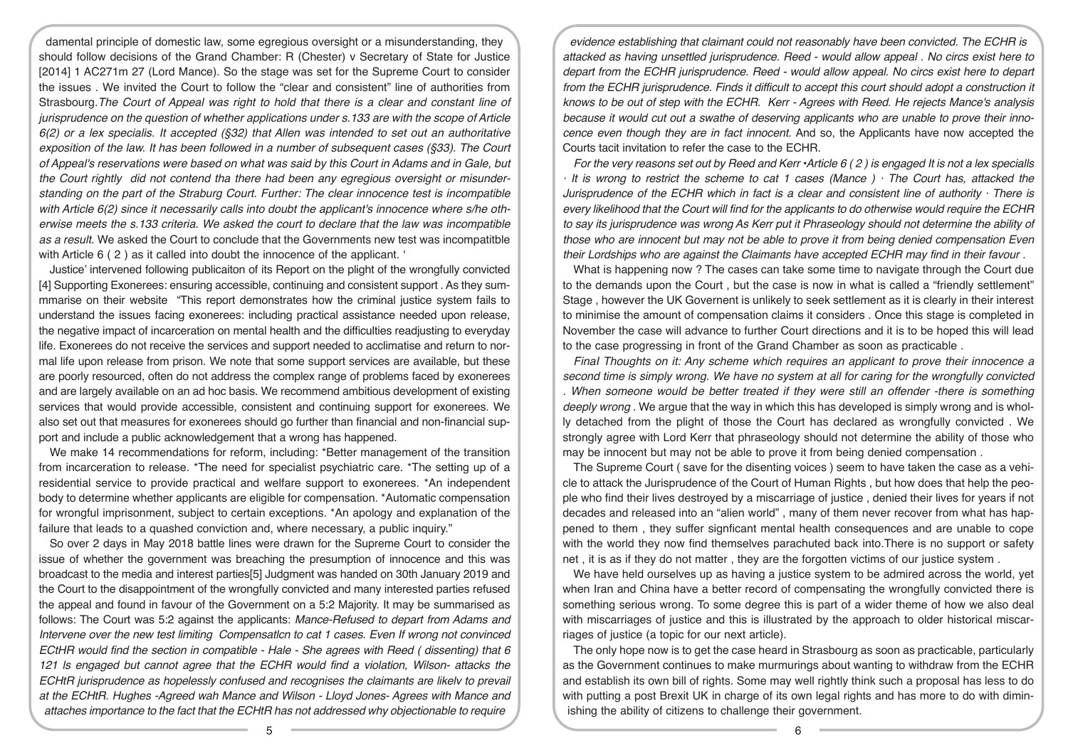damental principle of domestic law, some egregious oversight or a misunderstanding, they should follow decisions of the Grand Chamber: R (Chester) v Secretary of State for Justice [2014] 1 AC271m 27 (Lord Mance). So the stage was set for the Supreme Court to consider the issues . We invited the Court to follow the "clear and consistent" line of authorities from Strasbourg.*The Court of Appeal was right to hold that there is a clear and constant line of jurisprudence on the question of whether applications under s.133 are with the scope of Article 6(2) or a lex specialis. It accepted (§32) that Allen was intended to set out an authoritative exposition of the law. It has been followed in a number of subsequent cases (§33). The Court of Appeal's reservations were based on what was said by this Court in Adams and in Gale, but the Court rightly did not contend tha there had been any egregious oversight or misunderstanding on the part of the Straburg Court. Further: The clear innocence test is incompatible with Article 6(2) since it necessarily calls into doubt the applicant's innocence where s/he otherwise meets the s.133 criteria. We asked the court to declare that the law was incompatible as a result.* We asked the Court to conclude that the Governments new test was incompatitble with Article 6 ( 2 ) as it called into doubt the innocence of the applicant. '

Justice' intervened following publicaiton of its Report on the plight of the wrongfully convicted [4] Supporting Exonerees: ensuring accessible, continuing and consistent support . As they summmarise on their website "This report demonstrates how the criminal justice system fails to understand the issues facing exonerees: including practical assistance needed upon release, the negative impact of incarceration on mental health and the difficulties readjusting to everyday life. Exonerees do not receive the services and support needed to acclimatise and return to normal life upon release from prison. We note that some support services are available, but these are poorly resourced, often do not address the complex range of problems faced by exonerees and are largely available on an ad hoc basis. We recommend ambitious development of existing services that would provide accessible, consistent and continuing support for exonerees. We also set out that measures for exonerees should go further than financial and non-financial support and include a public acknowledgement that a wrong has happened.

We make 14 recommendations for reform, including: *Better management of the transition from incarceration to release. *The need for specialist psychiatric care. *The setting up of a residential service to provide practical and welfare support to exonerees. *An independent body to determine whether applicants are eligible for compensation. *Automatic compensation for wrongful imprisonment, subject to certain exceptions. *An apology and explanation of the failure that leads to a quashed conviction and, where necessary, a public inquiry."

So over 2 days in May 2018 battle lines were drawn for the Supreme Court to consider the issue of whether the government was breaching the presumption of innocence and this was broadcast to the media and interest parties[5] Judgment was handed on 30th January 2019 and the Court to the disappointment of the wrongfully convicted and many interested parties refused the appeal and found in favour of the Government on a 5:2 Majority. It may be summarised as follows: The Court was 5:2 against the applicants: *Mance-Refused to depart from Adams and Intervene over the new test limiting Compensatlcn to cat 1 cases. Even If wrong not convinced ECtHR would find the section in compatible - Hale - She agrees with Reed ( dissenting) that 6 121 ls engaged but cannot agree that the ECHR would find a violation, Wilson- attacks the ECHtR jurisprudence as hopelessly confused and recognises the claimants are likelv to prevail at the ECHtR. Hughes -Agreed wah Mance and Wilson - Lloyd Jones- Agrees with Mance and attaches importance to the fact that the ECHtR has not addressed why objectionable to require evidence establishing that claimant could not reasonably have been convicted. The ECHR is attacked as having unsettled jurisprudence. Reed - would allow appeal . No circs exist here to depart from the ECHR jurisprudence. Reed - would allow appeal. No circs exist here to depart from the ECHR jurisprudence. Finds it difficult to accept this court should adopt a construction it knows to be out of step with the ECHR. Kerr - Agrees with Reed. He rejects Mance's analysis because it would cut out a swathe of deserving applicants who are unable to prove their innocence even though they are in fact innocent.* And so, the Applicants have now accepted the Courts tacit invitation to refer the case to the ECHR.

*For the very reasons set out by Reed and Kerr •Article 6 ( 2 ) is engaged It is not a lex specialls · It is wrong to restrict the scheme to cat 1 cases (Mance ) · The Court has, attacked the Jurisprudence of the ECHR which in fact is a clear and consistent line of authority · There is every likelihood that the Court will find for the applicants to do otherwise would require the ECHR to say its jurisprudence was wrong As Kerr put it Phraseology should not determine the ability of those who are innocent but may not be able to prove it from being denied compensation Even their Lordships who are against the Claimants have accepted ECHR may find in their favour .*

What is happening now ? The cases can take some time to navigate through the Court due to the demands upon the Court , but the case is now in what is called a "friendly settlement" Stage , however the UK Governent is unlikely to seek settlement as it is clearly in their interest to minimise the amount of compensation claims it considers . Once this stage is completed in November the case will advance to further Court directions and it is to be hoped this will lead to the case progressing in front of the Grand Chamber as soon as practicable .

*Final Thoughts on it: Any scheme which requires an applicant to prove their innocence a second time is simply wrong. We have no system at all for caring for the wrongfully convicted . When someone would be better treated if they were still an offender -there is something deeply wrong .* We argue that the way in which this has developed is simply wrong and is wholly detached from the plight of those the Court has declared as wrongfully convicted . We strongly agree with Lord Kerr that phraseology should not determine the ability of those who may be innocent but may not be able to prove it from being denied compensation .

The Supreme Court ( save for the disenting voices ) seem to have taken the case as a vehicle to attack the Jurisprudence of the Court of Human Rights , but how does that help the people who find their lives destroyed by a miscarriage of justice , denied their lives for years if not decades and released into an "alien world" , many of them never recover from what has happened to them , they suffer signficant mental health consequences and are unable to cope with the world they now find themselves parachuted back into.There is no support or safety net , it is as if they do not matter , they are the forgotten victims of our justice system .

We have held ourselves up as having a justice system to be admired across the world, yet when Iran and China have a better record of compensating the wrongfully convicted there is something serious wrong. To some degree this is part of a wider theme of how we also deal with miscarriages of justice and this is illustrated by the approach to older historical miscarriages of justice (a topic for our next article).

The only hope now is to get the case heard in Strasbourg as soon as practicable, particularly as the Government continues to make murmurings about wanting to withdraw from the ECHR and establish its own bill of rights. Some may well rightly think such a proposal has less to do with putting a post Brexit UK in charge of its own legal rights and has more to do with diminishing the ability of citizens to challenge their government.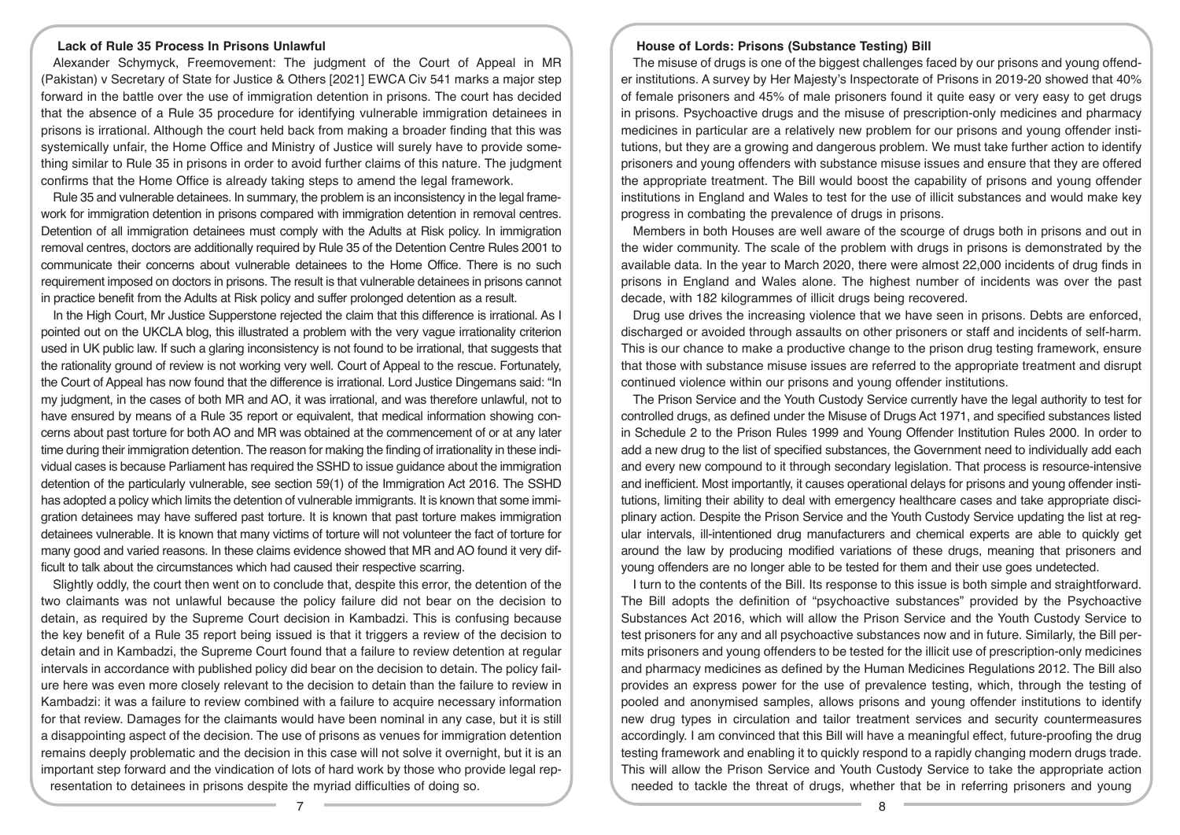## Lack of Rule 35 Process In Prisons Unlawful

Alexander Schymyck, Freemovement: The judgment of the Court of Appeal in MR (Pakistan) v Secretary of State for Justice & Others [2021] EWCA Civ 541 marks a major step forward in the battle over the use of immigration detention in prisons. The court has decided that the absence of a Rule 35 procedure for identifying vulnerable immigration detainees in prisons is irrational. Although the court held back from making a broader finding that this was systemically unfair, the Home Office and Ministry of Justice will surely have to provide something similar to Rule 35 in prisons in order to avoid further claims of this nature. The judgment confirms that the Home Office is already taking steps to amend the legal framework.

Rule 35 and vulnerable detainees. In summary, the problem is an inconsistency in the legal framework for immigration detention in prisons compared with immigration detention in removal centres. Detention of all immigration detainees must comply with the Adults at Risk policy. In immigration removal centres, doctors are additionally required by Rule 35 of the Detention Centre Rules 2001 to communicate their concerns about vulnerable detainees to the Home Office. There is no such requirement imposed on doctors in prisons. The result is that vulnerable detainees in prisons cannot in practice benefit from the Adults at Risk policy and suffer prolonged detention as a result.

In the High Court, Mr Justice Supperstone rejected the claim that this difference is irrational. As I pointed out on the UKCLA blog, this illustrated a problem with the very vague irrationality criterion used in UK public law. If such a glaring inconsistency is not found to be irrational, that suggests that the rationality ground of review is not working very well. Court of Appeal to the rescue. Fortunately, the Court of Appeal has now found that the difference is irrational. Lord Justice Dingemans said: "In my judgment, in the cases of both MR and AO, it was irrational, and was therefore unlawful, not to have ensured by means of a Rule 35 report or equivalent, that medical information showing concerns about past torture for both AO and MR was obtained at the commencement of or at any later time during their immigration detention. The reason for making the finding of irrationality in these individual cases is because Parliament has required the SSHD to issue guidance about the immigration detention of the particularly vulnerable, see section 59(1) of the Immigration Act 2016. The SSHD has adopted a policy which limits the detention of vulnerable immigrants. It is known that some immigration detainees may have suffered past torture. It is known that past torture makes immigration detainees vulnerable. It is known that many victims of torture will not volunteer the fact of torture for many good and varied reasons. In these claims evidence showed that MR and AO found it very difficult to talk about the circumstances which had caused their respective scarring.

Slightly oddly, the court then went on to conclude that, despite this error, the detention of the two claimants was not unlawful because the policy failure did not bear on the decision to detain, as required by the Supreme Court decision in Kambadzi. This is confusing because the key benefit of a Rule 35 report being issued is that it triggers a review of the decision to detain and in Kambadzi, the Supreme Court found that a failure to review detention at regular intervals in accordance with published policy did bear on the decision to detain. The policy failure here was even more closely relevant to the decision to detain than the failure to review in Kambadzi: it was a failure to review combined with a failure to acquire necessary information for that review. Damages for the claimants would have been nominal in any case, but it is still a disappointing aspect of the decision. The use of prisons as venues for immigration detention remains deeply problematic and the decision in this case will not solve it overnight, but it is an important step forward and the vindication of lots of hard work by those who provide legal representation to detainees in prisons despite the myriad difficulties of doing so.

## House of Lords: Prisons (Substance Testing) Bill

The misuse of drugs is one of the biggest challenges faced by our prisons and young offender institutions. A survey by Her Majesty's Inspectorate of Prisons in 2019-20 showed that 40% of female prisoners and 45% of male prisoners found it quite easy or very easy to get drugs in prisons. Psychoactive drugs and the misuse of prescription-only medicines and pharmacy medicines in particular are a relatively new problem for our prisons and young offender institutions, but they are a growing and dangerous problem. We must take further action to identify prisoners and young offenders with substance misuse issues and ensure that they are offered the appropriate treatment. The Bill would boost the capability of prisons and young offender institutions in England and Wales to test for the use of illicit substances and would make key progress in combating the prevalence of drugs in prisons.

Members in both Houses are well aware of the scourge of drugs both in prisons and out in the wider community. The scale of the problem with drugs in prisons is demonstrated by the available data. In the year to March 2020, there were almost 22,000 incidents of drug finds in prisons in England and Wales alone. The highest number of incidents was over the past decade, with 182 kilogrammes of illicit drugs being recovered.

Drug use drives the increasing violence that we have seen in prisons. Debts are enforced, discharged or avoided through assaults on other prisoners or staff and incidents of self-harm. This is our chance to make a productive change to the prison drug testing framework, ensure that those with substance misuse issues are referred to the appropriate treatment and disrupt continued violence within our prisons and young offender institutions.

The Prison Service and the Youth Custody Service currently have the legal authority to test for controlled drugs, as defined under the Misuse of Drugs Act 1971, and specified substances listed in Schedule 2 to the Prison Rules 1999 and Young Offender Institution Rules 2000. In order to add a new drug to the list of specified substances, the Government need to individually add each and every new compound to it through secondary legislation. That process is resource-intensive and inefficient. Most importantly, it causes operational delays for prisons and young offender institutions, limiting their ability to deal with emergency healthcare cases and take appropriate disciplinary action. Despite the Prison Service and the Youth Custody Service updating the list at regular intervals, ill-intentioned drug manufacturers and chemical experts are able to quickly get around the law by producing modified variations of these drugs, meaning that prisoners and young offenders are no longer able to be tested for them and their use goes undetected.

I turn to the contents of the Bill. Its response to this issue is both simple and straightforward. The Bill adopts the definition of "psychoactive substances" provided by the Psychoactive Substances Act 2016, which will allow the Prison Service and the Youth Custody Service to test prisoners for any and all psychoactive substances now and in future. Similarly, the Bill permits prisoners and young offenders to be tested for the illicit use of prescription-only medicines and pharmacy medicines as defined by the Human Medicines Regulations 2012. The Bill also provides an express power for the use of prevalence testing, which, through the testing of pooled and anonymised samples, allows prisons and young offender institutions to identify new drug types in circulation and tailor treatment services and security countermeasures accordingly. I am convinced that this Bill will have a meaningful effect, future-proofing the drug testing framework and enabling it to quickly respond to a rapidly changing modern drugs trade. This will allow the Prison Service and Youth Custody Service to take the appropriate action needed to tackle the threat of drugs, whether that be in referring prisoners and young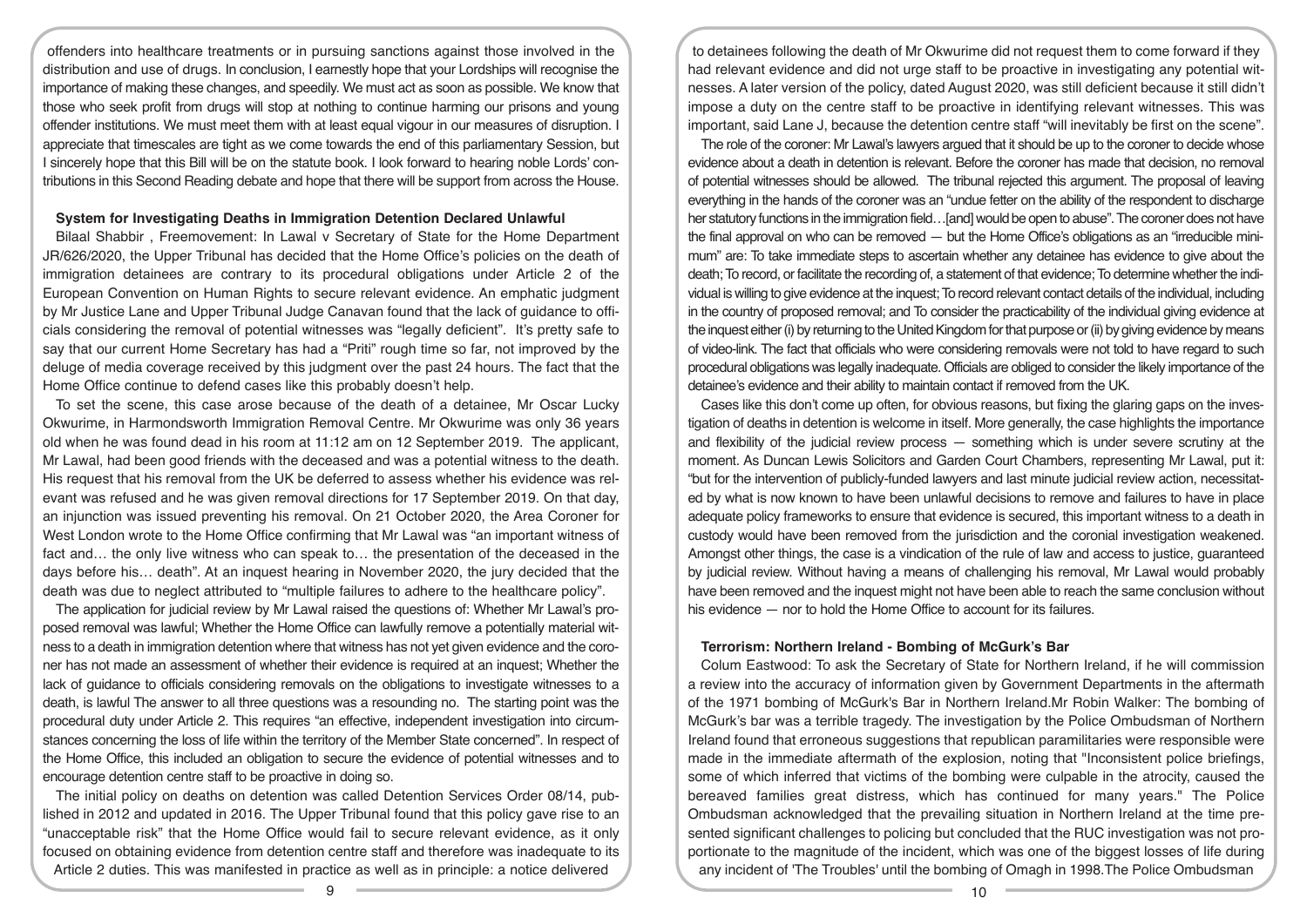offenders into healthcare treatments or in pursuing sanctions against those involved in the distribution and use of drugs. In conclusion, I earnestly hope that your Lordships will recognise the importance of making these changes, and speedily. We must act as soon as possible. We know that those who seek profit from drugs will stop at nothing to continue harming our prisons and young offender institutions. We must meet them with at least equal vigour in our measures of disruption. I appreciate that timescales are tight as we come towards the end of this parliamentary Session, but I sincerely hope that this Bill will be on the statute book. I look forward to hearing noble Lords' contributions in this Second Reading debate and hope that there will be support from across the House.

**System for Investigating Deaths in Immigration Detention Declared Unlawful**

Bilaal Shabbir , Freemovement: In Lawal v Secretary of State for the Home Department JR/626/2020, the Upper Tribunal has decided that the Home Office's policies on the death of immigration detainees are contrary to its procedural obligations under Article 2 of the European Convention on Human Rights to secure relevant evidence. An emphatic judgment by Mr Justice Lane and Upper Tribunal Judge Canavan found that the lack of guidance to officials considering the removal of potential witnesses was "legally deficient". It's pretty safe to say that our current Home Secretary has had a "Priti" rough time so far, not improved by the deluge of media coverage received by this judgment over the past 24 hours. The fact that the Home Office continue to defend cases like this probably doesn't help.

To set the scene, this case arose because of the death of a detainee, Mr Oscar Lucky Okwurime, in Harmondsworth Immigration Removal Centre. Mr Okwurime was only 36 years old when he was found dead in his room at 11:12 am on 12 September 2019. The applicant, Mr Lawal, had been good friends with the deceased and was a potential witness to the death. His request that his removal from the UK be deferred to assess whether his evidence was relevant was refused and he was given removal directions for 17 September 2019. On that day, an injunction was issued preventing his removal. On 21 October 2020, the Area Coroner for West London wrote to the Home Office confirming that Mr Lawal was "an important witness of fact and… the only live witness who can speak to… the presentation of the deceased in the days before his… death". At an inquest hearing in November 2020, the jury decided that the death was due to neglect attributed to "multiple failures to adhere to the healthcare policy".

The application for judicial review by Mr Lawal raised the questions of: Whether Mr Lawal's proposed removal was lawful; Whether the Home Office can lawfully remove a potentially material witness to a death in immigration detention where that witness has not yet given evidence and the coroner has not made an assessment of whether their evidence is required at an inquest; Whether the lack of guidance to officials considering removals on the obligations to investigate witnesses to a death, is lawful The answer to all three questions was a resounding no. The starting point was the procedural duty under Article 2. This requires "an effective, independent investigation into circumstances concerning the loss of life within the territory of the Member State concerned". In respect of the Home Office, this included an obligation to secure the evidence of potential witnesses and to encourage detention centre staff to be proactive in doing so.

The initial policy on deaths on detention was called Detention Services Order 08/14, published in 2012 and updated in 2016. The Upper Tribunal found that this policy gave rise to an "unacceptable risk" that the Home Office would fail to secure relevant evidence, as it only focused on obtaining evidence from detention centre staff and therefore was inadequate to its Article 2 duties. This was manifested in practice as well as in principle: a notice delivered to detainees following the death of Mr Okwurime did not request them to come forward if they had relevant evidence and did not urge staff to be proactive in investigating any potential witnesses. A later version of the policy, dated August 2020, was still deficient because it still didn't impose a duty on the centre staff to be proactive in identifying relevant witnesses. This was important, said Lane J, because the detention centre staff "will inevitably be first on the scene".

The role of the coroner: Mr Lawal's lawyers argued that it should be up to the coroner to decide whose evidence about a death in detention is relevant. Before the coroner has made that decision, no removal of potential witnesses should be allowed. The tribunal rejected this argument. The proposal of leaving everything in the hands of the coroner was an "undue fetter on the ability of the respondent to discharge her statutory functions in the immigration field…[and] would be open to abuse". The coroner does not have the final approval on who can be removed — but the Home Office's obligations as an "irreducible minimum" are: To take immediate steps to ascertain whether any detainee has evidence to give about the death; To record, or facilitate the recording of, a statement of that evidence; To determine whether the individual is willing to give evidence at the inquest; To record relevant contact details of the individual, including in the country of proposed removal; and To consider the practicability of the individual giving evidence at the inquest either (i) by returning to the United Kingdom for that purpose or (ii) by giving evidence by means of video-link. The fact that officials who were considering removals were not told to have regard to such procedural obligations was legally inadequate. Officials are obliged to consider the likely importance of the detainee's evidence and their ability to maintain contact if removed from the UK.

Cases like this don't come up often, for obvious reasons, but fixing the glaring gaps on the investigation of deaths in detention is welcome in itself. More generally, the case highlights the importance and flexibility of the judicial review process — something which is under severe scrutiny at the moment. As Duncan Lewis Solicitors and Garden Court Chambers, representing Mr Lawal, put it: "but for the intervention of publicly-funded lawyers and last minute judicial review action, necessitated by what is now known to have been unlawful decisions to remove and failures to have in place adequate policy frameworks to ensure that evidence is secured, this important witness to a death in custody would have been removed from the jurisdiction and the coronial investigation weakened. Amongst other things, the case is a vindication of the rule of law and access to justice, guaranteed by judicial review. Without having a means of challenging his removal, Mr Lawal would probably have been removed and the inquest might not have been able to reach the same conclusion without his evidence — nor to hold the Home Office to account for its failures.

**Terrorism: Northern Ireland - Bombing of McGurk's Bar**

Colum Eastwood: To ask the Secretary of State for Northern Ireland, if he will commission a review into the accuracy of information given by Government Departments in the aftermath of the 1971 bombing of McGurk's Bar in Northern Ireland.Mr Robin Walker: The bombing of McGurk's bar was a terrible tragedy. The investigation by the Police Ombudsman of Northern Ireland found that erroneous suggestions that republican paramilitaries were responsible were made in the immediate aftermath of the explosion, noting that "Inconsistent police briefings, some of which inferred that victims of the bombing were culpable in the atrocity, caused the bereaved families great distress, which has continued for many years." The Police Ombudsman acknowledged that the prevailing situation in Northern Ireland at the time presented significant challenges to policing but concluded that the RUC investigation was not proportionate to the magnitude of the incident, which was one of the biggest losses of life during any incident of 'The Troubles' until the bombing of Omagh in 1998.The Police Ombudsman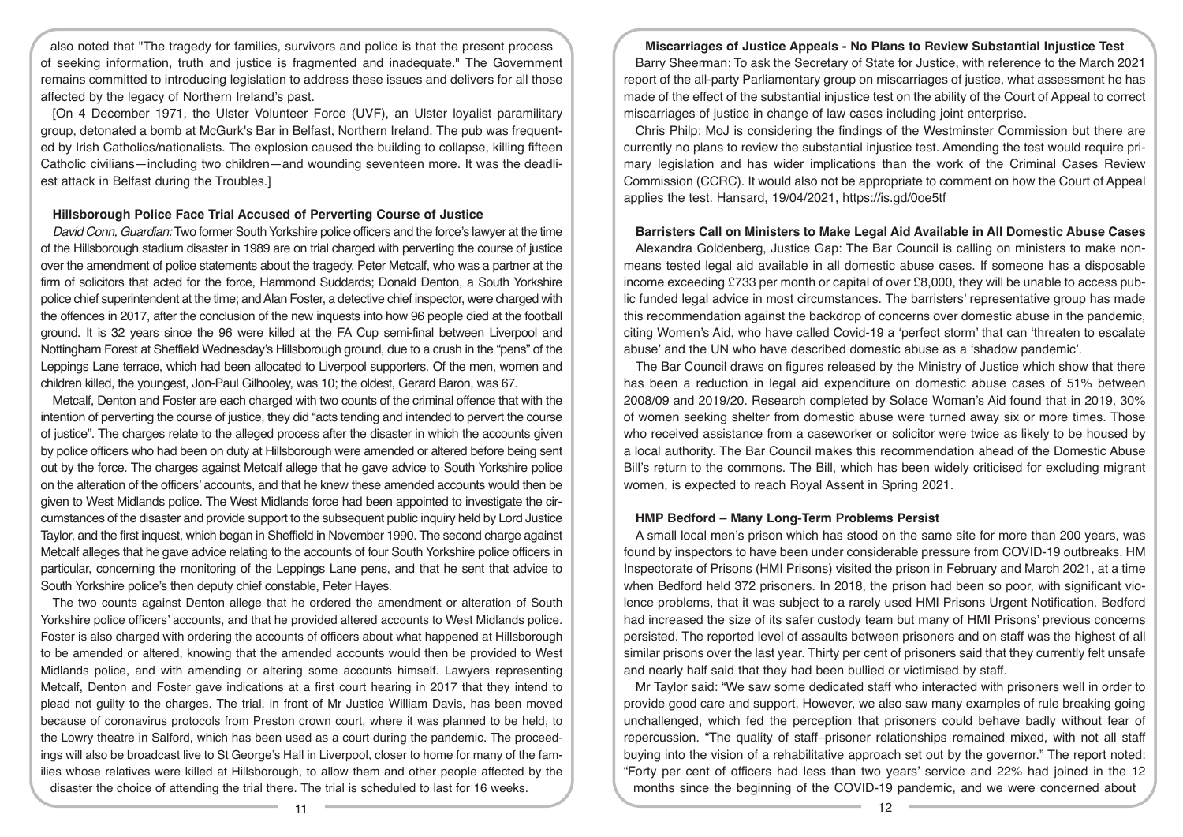also noted that "The tragedy for families, survivors and police is that the present process of seeking information, truth and justice is fragmented and inadequate." The Government remains committed to introducing legislation to address these issues and delivers for all those affected by the legacy of Northern Ireland's past.

[On 4 December 1971, the Ulster Volunteer Force (UVF), an Ulster loyalist paramilitary group, detonated a bomb at McGurk's Bar in Belfast, Northern Ireland. The pub was frequented by Irish Catholics/nationalists. The explosion caused the building to collapse, killing fifteen Catholic civilians—including two children—and wounding seventeen more. It was the deadliest attack in Belfast during the Troubles.]

### Hillsborough Police Face Trial Accused of Perverting Course of Justice

*David Conn, Guardian:* Two former South Yorkshire police officers and the force's lawyer at the time of the Hillsborough stadium disaster in 1989 are on trial charged with perverting the course of justice over the amendment of police statements about the tragedy. Peter Metcalf, who was a partner at the firm of solicitors that acted for the force, Hammond Suddards; Donald Denton, a South Yorkshire police chief superintendent at the time; and Alan Foster, a detective chief inspector, were charged with the offences in 2017, after the conclusion of the new inquests into how 96 people died at the football ground. It is 32 years since the 96 were killed at the FA Cup semi-final between Liverpool and Nottingham Forest at Sheffield Wednesday's Hillsborough ground, due to a crush in the "pens" of the Leppings Lane terrace, which had been allocated to Liverpool supporters. Of the men, women and children killed, the youngest, Jon-Paul Gilhooley, was 10; the oldest, Gerard Baron, was 67.

Metcalf, Denton and Foster are each charged with two counts of the criminal offence that with the intention of perverting the course of justice, they did "acts tending and intended to pervert the course of justice". The charges relate to the alleged process after the disaster in which the accounts given by police officers who had been on duty at Hillsborough were amended or altered before being sent out by the force. The charges against Metcalf allege that he gave advice to South Yorkshire police on the alteration of the officers' accounts, and that he knew these amended accounts would then be given to West Midlands police. The West Midlands force had been appointed to investigate the circumstances of the disaster and provide support to the subsequent public inquiry held by Lord Justice Taylor, and the first inquest, which began in Sheffield in November 1990. The second charge against Metcalf alleges that he gave advice relating to the accounts of four South Yorkshire police officers in particular, concerning the monitoring of the Leppings Lane pens, and that he sent that advice to South Yorkshire police's then deputy chief constable, Peter Hayes.

The two counts against Denton allege that he ordered the amendment or alteration of South Yorkshire police officers' accounts, and that he provided altered accounts to West Midlands police. Foster is also charged with ordering the accounts of officers about what happened at Hillsborough to be amended or altered, knowing that the amended accounts would then be provided to West Midlands police, and with amending or altering some accounts himself. Lawyers representing Metcalf, Denton and Foster gave indications at a first court hearing in 2017 that they intend to plead not guilty to the charges. The trial, in front of Mr Justice William Davis, has been moved because of coronavirus protocols from Preston crown court, where it was planned to be held, to the Lowry theatre in Salford, which has been used as a court during the pandemic. The proceedings will also be broadcast live to St George's Hall in Liverpool, closer to home for many of the families whose relatives were killed at Hillsborough, to allow them and other people affected by the disaster the choice of attending the trial there. The trial is scheduled to last for 16 weeks.

### Miscarriages of Justice Appeals - No Plans to Review Substantial Injustice Test

Barry Sheerman: To ask the Secretary of State for Justice, with reference to the March 2021 report of the all-party Parliamentary group on miscarriages of justice, what assessment he has made of the effect of the substantial injustice test on the ability of the Court of Appeal to correct miscarriages of justice in change of law cases including joint enterprise.

Chris Philp: MoJ is considering the findings of the Westminster Commission but there are currently no plans to review the substantial injustice test. Amending the test would require primary legislation and has wider implications than the work of the Criminal Cases Review Commission (CCRC). It would also not be appropriate to comment on how the Court of Appeal applies the test. Hansard, 19/04/2021, https://is.gd/0oe5tf

### Barristers Call on Ministers to Make Legal Aid Available in All Domestic Abuse Cases

Alexandra Goldenberg, Justice Gap: The Bar Council is calling on ministers to make non-means tested legal aid available in all domestic abuse cases. If someone has a disposable income exceeding £733 per month or capital of over £8,000, they will be unable to access public funded legal advice in most circumstances. The barristers' representative group has made this recommendation against the backdrop of concerns over domestic abuse in the pandemic, citing Women's Aid, who have called Covid-19 a 'perfect storm' that can 'threaten to escalate abuse' and the UN who have described domestic abuse as a 'shadow pandemic'.

The Bar Council draws on figures released by the Ministry of Justice which show that there has been a reduction in legal aid expenditure on domestic abuse cases of 51% between 2008/09 and 2019/20. Research completed by Solace Woman's Aid found that in 2019, 30% of women seeking shelter from domestic abuse were turned away six or more times. Those who received assistance from a caseworker or solicitor were twice as likely to be housed by a local authority. The Bar Council makes this recommendation ahead of the Domestic Abuse Bill's return to the commons. The Bill, which has been widely criticised for excluding migrant women, is expected to reach Royal Assent in Spring 2021.

### HMP Bedford – Many Long-Term Problems Persist

A small local men's prison which has stood on the same site for more than 200 years, was found by inspectors to have been under considerable pressure from COVID-19 outbreaks. HM Inspectorate of Prisons (HMI Prisons) visited the prison in February and March 2021, at a time when Bedford held 372 prisoners. In 2018, the prison had been so poor, with significant violence problems, that it was subject to a rarely used HMI Prisons Urgent Notification. Bedford had increased the size of its safer custody team but many of HMI Prisons' previous concerns persisted. The reported level of assaults between prisoners and on staff was the highest of all similar prisons over the last year. Thirty per cent of prisoners said that they currently felt unsafe and nearly half said that they had been bullied or victimised by staff.

Mr Taylor said: "We saw some dedicated staff who interacted with prisoners well in order to provide good care and support. However, we also saw many examples of rule breaking going unchallenged, which fed the perception that prisoners could behave badly without fear of repercussion. "The quality of staff–prisoner relationships remained mixed, with not all staff buying into the vision of a rehabilitative approach set out by the governor." The report noted: "Forty per cent of officers had less than two years' service and 22% had joined in the 12 months since the beginning of the COVID-19 pandemic, and we were concerned about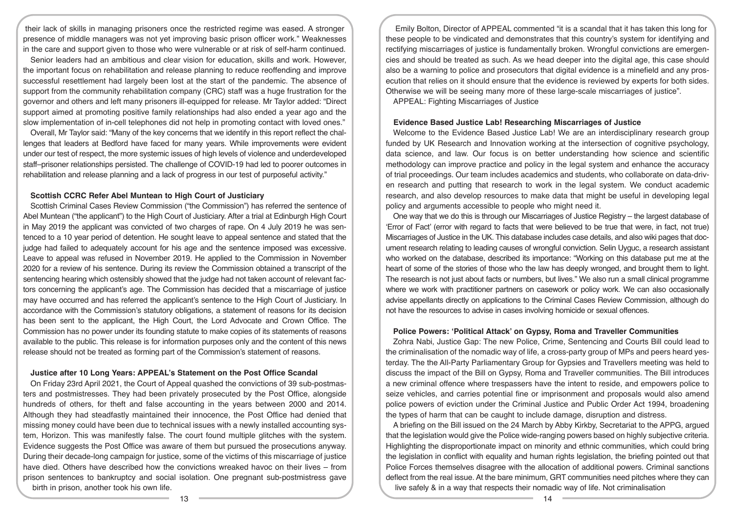their lack of skills in managing prisoners once the restricted regime was eased. A stronger presence of middle managers was not yet improving basic prison officer work." Weaknesses in the care and support given to those who were vulnerable or at risk of self-harm continued.

Senior leaders had an ambitious and clear vision for education, skills and work. However, the important focus on rehabilitation and release planning to reduce reoffending and improve successful resettlement had largely been lost at the start of the pandemic. The absence of support from the community rehabilitation company (CRC) staff was a huge frustration for the governor and others and left many prisoners ill-equipped for release. Mr Taylor added: "Direct support aimed at promoting positive family relationships had also ended a year ago and the slow implementation of in-cell telephones did not help in promoting contact with loved ones."

Overall, Mr Taylor said: "Many of the key concerns that we identify in this report reflect the challenges that leaders at Bedford have faced for many years. While improvements were evident under our test of respect, the more systemic issues of high levels of violence and underdeveloped staff–prisoner relationships persisted. The challenge of COVID-19 had led to poorer outcomes in rehabilitation and release planning and a lack of progress in our test of purposeful activity."

**Scottish CCRC Refer Abel Muntean to High Court of Justiciary**

Scottish Criminal Cases Review Commission ("the Commission") has referred the sentence of Abel Muntean ("the applicant") to the High Court of Justiciary. After a trial at Edinburgh High Court in May 2019 the applicant was convicted of two charges of rape. On 4 July 2019 he was sentenced to a 10 year period of detention. He sought leave to appeal sentence and stated that the judge had failed to adequately account for his age and the sentence imposed was excessive. Leave to appeal was refused in November 2019. He applied to the Commission in November 2020 for a review of his sentence. During its review the Commission obtained a transcript of the sentencing hearing which ostensibly showed that the judge had not taken account of relevant factors concerning the applicant's age. The Commission has decided that a miscarriage of justice may have occurred and has referred the applicant's sentence to the High Court of Justiciary. In accordance with the Commission's statutory obligations, a statement of reasons for its decision has been sent to the applicant, the High Court, the Lord Advocate and Crown Office. The Commission has no power under its founding statute to make copies of its statements of reasons available to the public. This release is for information purposes only and the content of this news release should not be treated as forming part of the Commission's statement of reasons.

**Justice after 10 Long Years: APPEAL's Statement on the Post Office Scandal**

On Friday 23rd April 2021, the Court of Appeal quashed the convictions of 39 sub-postmasters and postmistresses. They had been privately prosecuted by the Post Office, alongside hundreds of others, for theft and false accounting in the years between 2000 and 2014. Although they had steadfastly maintained their innocence, the Post Office had denied that missing money could have been due to technical issues with a newly installed accounting system, Horizon. This was manifestly false. The court found multiple glitches with the system. Evidence suggests the Post Office was aware of them but pursued the prosecutions anyway. During their decade-long campaign for justice, some of the victims of this miscarriage of justice have died. Others have described how the convictions wreaked havoc on their lives – from prison sentences to bankruptcy and social isolation. One pregnant sub-postmistress gave birth in prison, another took his own life.

Emily Bolton, Director of APPEAL commented "it is a scandal that it has taken this long for these people to be vindicated and demonstrates that this country's system for identifying and rectifying miscarriages of justice is fundamentally broken. Wrongful convictions are emergencies and should be treated as such. As we head deeper into the digital age, this case should also be a warning to police and prosecutors that digital evidence is a minefield and any prosecution that relies on it should ensure that the evidence is reviewed by experts for both sides. Otherwise we will be seeing many more of these large-scale miscarriages of justice".

APPEAL: Fighting Miscarriages of Justice

**Evidence Based Justice Lab! Researching Miscarriages of Justice**

Welcome to the Evidence Based Justice Lab! We are an interdisciplinary research group funded by UK Research and Innovation working at the intersection of cognitive psychology, data science, and law. Our focus is on better understanding how science and scientific methodology can improve practice and policy in the legal system and enhance the accuracy of trial proceedings. Our team includes academics and students, who collaborate on data-driven research and putting that research to work in the legal system. We conduct academic research, and also develop resources to make data that might be useful in developing legal policy and arguments accessible to people who might need it.

One way that we do this is through our Miscarriages of Justice Registry – the largest database of 'Error of Fact' (error with regard to facts that were believed to be true that were, in fact, not true) Miscarriages of Justice in the UK. This database includes case details, and also wiki pages that document research relating to leading causes of wrongful conviction. Selin Uyguc, a research assistant who worked on the database, described its importance: "Working on this database put me at the heart of some of the stories of those who the law has deeply wronged, and brought them to light. The research is not just about facts or numbers, but lives." We also run a small clinical programme where we work with practitioner partners on casework or policy work. We can also occasionally advise appellants directly on applications to the Criminal Cases Review Commission, although do not have the resources to advise in cases involving homicide or sexual offences.

**Police Powers: 'Political Attack' on Gypsy, Roma and Traveller Communities**

Zohra Nabi, Justice Gap: The new Police, Crime, Sentencing and Courts Bill could lead to the criminalisation of the nomadic way of life, a cross-party group of MPs and peers heard yesterday. The the All-Party Parliamentary Group for Gypsies and Travellers meeting was held to discuss the impact of the Bill on Gypsy, Roma and Traveller communities. The Bill introduces a new criminal offence where trespassers have the intent to reside, and empowers police to seize vehicles, and carries potential fine or imprisonment and proposals would also amend police powers of eviction under the Criminal Justice and Public Order Act 1994, broadening the types of harm that can be caught to include damage, disruption and distress.

A briefing on the Bill issued on the 24 March by Abby Kirkby, Secretariat to the APPG, argued that the legislation would give the Police wide-ranging powers based on highly subjective criteria. Highlighting the disproportionate impact on minority and ethnic communities, which could bring the legislation in conflict with equality and human rights legislation, the briefing pointed out that Police Forces themselves disagree with the allocation of additional powers. Criminal sanctions deflect from the real issue. At the bare minimum, GRT communities need pitches where they can live safely & in a way that respects their nomadic way of life. Not criminalisation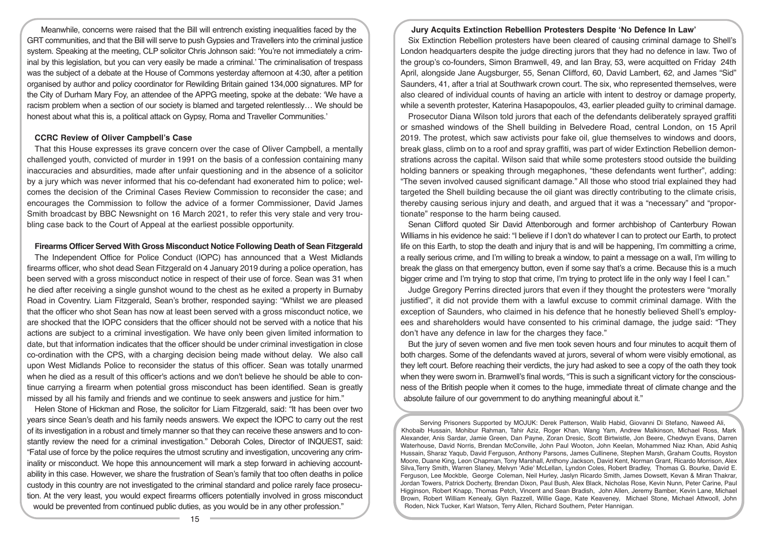Meanwhile, concerns were raised that the Bill will entrench existing inequalities faced by the GRT communities, and that the Bill will serve to push Gypsies and Travellers into the criminal justice system. Speaking at the meeting, CLP solicitor Chris Johnson said: 'You're not immediately a criminal by this legislation, but you can very easily be made a criminal.' The criminalisation of trespass was the subject of a debate at the House of Commons yesterday afternoon at 4:30, after a petition organised by author and policy coordinator for Rewilding Britain gained 134,000 signatures. MP for the City of Durham Mary Foy, an attendee of the APPG meeting, spoke at the debate: 'We have a racism problem when a section of our society is blamed and targeted relentlessly… We should be honest about what this is, a political attack on Gypsy, Roma and Traveller Communities.'

**CCRC Review of Oliver Campbell's Case**

That this House expresses its grave concern over the case of Oliver Campbell, a mentally challenged youth, convicted of murder in 1991 on the basis of a confession containing many inaccuracies and absurdities, made after unfair questioning and in the absence of a solicitor by a jury which was never informed that his co-defendant had exonerated him to police; welcomes the decision of the Criminal Cases Review Commission to reconsider the case; and encourages the Commission to follow the advice of a former Commissioner, David James Smith broadcast by BBC Newsnight on 16 March 2021, to refer this very stale and very troubling case back to the Court of Appeal at the earliest possible opportunity.

**Firearms Officer Served With Gross Misconduct Notice Following Death of Sean Fitzgerald**

The Independent Office for Police Conduct (IOPC) has announced that a West Midlands firearms officer, who shot dead Sean Fitzgerald on 4 January 2019 during a police operation, has been served with a gross misconduct notice in respect of their use of force. Sean was 31 when he died after receiving a single gunshot wound to the chest as he exited a property in Burnaby Road in Coventry. Liam Fitzgerald, Sean's brother, responded saying: "Whilst we are pleased that the officer who shot Sean has now at least been served with a gross misconduct notice, we are shocked that the IOPC considers that the officer should not be served with a notice that his actions are subject to a criminal investigation. We have only been given limited information to date, but that information indicates that the officer should be under criminal investigation in close co-ordination with the CPS, with a charging decision being made without delay. We also call upon West Midlands Police to reconsider the status of this officer. Sean was totally unarmed when he died as a result of this officer's actions and we don't believe he should be able to continue carrying a firearm when potential gross misconduct has been identified. Sean is greatly missed by all his family and friends and we continue to seek answers and justice for him."

Helen Stone of Hickman and Rose, the solicitor for Liam Fitzgerald, said: "It has been over two years since Sean's death and his family needs answers. We expect the IOPC to carry out the rest of its investigation in a robust and timely manner so that they can receive these answers and to constantly review the need for a criminal investigation." Deborah Coles, Director of INQUEST, said: "Fatal use of force by the police requires the utmost scrutiny and investigation, uncovering any criminality or misconduct. We hope this announcement will mark a step forward in achieving accountability in this case. However, we share the frustration of Sean's family that too often deaths in police custody in this country are not investigated to the criminal standard and police rarely face prosecution. At the very least, you would expect firearms officers potentially involved in gross misconduct would be prevented from continued public duties, as you would be in any other profession."

**Jury Acquits Extinction Rebellion Protesters Despite 'No Defence In Law'**

Six Extinction Rebellion protesters have been cleared of causing criminal damage to Shell's London headquarters despite the judge directing jurors that they had no defence in law. Two of the group's co-founders, Simon Bramwell, 49, and Ian Bray, 53, were acquitted on Friday 24th April, alongside Jane Augsburger, 55, Senan Clifford, 60, David Lambert, 62, and James "Sid" Saunders, 41, after a trial at Southwark crown court. The six, who represented themselves, were also cleared of individual counts of having an article with intent to destroy or damage property, while a seventh protester, Katerina Hasapopoulos, 43, earlier pleaded guilty to criminal damage.

Prosecutor Diana Wilson told jurors that each of the defendants deliberately sprayed graffiti or smashed windows of the Shell building in Belvedere Road, central London, on 15 April 2019. The protest, which saw activists pour fake oil, glue themselves to windows and doors, break glass, climb on to a roof and spray graffiti, was part of wider Extinction Rebellion demonstrations across the capital. Wilson said that while some protesters stood outside the building holding banners or speaking through megaphones, "these defendants went further", adding: "The seven involved caused significant damage." All those who stood trial explained they had targeted the Shell building because the oil giant was directly contributing to the climate crisis, thereby causing serious injury and death, and argued that it was a "necessary" and "proportionate" response to the harm being caused.

Senan Clifford quoted Sir David Attenborough and former archbishop of Canterbury Rowan Williams in his evidence he said: "I believe if I don't do whatever I can to protect our Earth, to protect life on this Earth, to stop the death and injury that is and will be happening, I'm committing a crime, a really serious crime, and I'm willing to break a window, to paint a message on a wall, I'm willing to break the glass on that emergency button, even if some say that's a crime. Because this is a much bigger crime and I'm trying to stop that crime, I'm trying to protect life in the only way I feel I can."

Judge Gregory Perrins directed jurors that even if they thought the protesters were "morally justified", it did not provide them with a lawful excuse to commit criminal damage. With the exception of Saunders, who claimed in his defence that he honestly believed Shell's employees and shareholders would have consented to his criminal damage, the judge said: "They don't have any defence in law for the charges they face."

But the jury of seven women and five men took seven hours and four minutes to acquit them of both charges. Some of the defendants waved at jurors, several of whom were visibly emotional, as they left court. Before reaching their verdicts, the jury had asked to see a copy of the oath they took when they were sworn in. Bramwell's final words, "This is such a significant victory for the consciousness of the British people when it comes to the huge, immediate threat of climate change and the absolute failure of our government to do anything meaningful about it."

Serving Prisoners Supported by MOJUK: Derek Patterson, Walib Habid, Giovanni Di Stefano, Naweed Ali, Khobaib Hussain, Mohibur Rahman, Tahir Aziz, Roger Khan, Wang Yam, Andrew Malkinson, Michael Ross, Mark Alexander, Anis Sardar, Jamie Green, Dan Payne, Zoran Dresic, Scott Birtwistle, Jon Beere, Chedwyn Evans, Darren Waterhouse, David Norris, Brendan McConville, John Paul Wooton, John Keelan, Mohammed Niaz Khan, Abid Ashiq Hussain, Sharaz Yaqub, David Ferguson, Anthony Parsons, James Cullinene, Stephen Marsh, Graham Coutts, Royston Moore, Duane King, Leon Chapman, Tony Marshall, Anthony Jackson, David Kent, Norman Grant, Ricardo Morrison, Alex Silva,Terry Smith, Warren Slaney, Melvyn 'Adie' McLellan, Lyndon Coles, Robert Bradley, Thomas G. Bourke, David E. Ferguson, Lee Mockble, George Coleman, Neil Hurley, Jaslyn Ricardo Smith, James Dowsett, Kevan & Miran Thakrar, Jordan Towers, Patrick Docherty, Brendan Dixon, Paul Bush, Alex Black, Nicholas Rose, Kevin Nunn, Peter Carine, Paul Higginson, Robert Knapp, Thomas Petch, Vincent and Sean Bradish, John Allen, Jeremy Bamber, Kevin Lane, Michael Brown, Robert William Kenealy, Glyn Razzell, Willie Gage, Kate Keaveney, Michael Stone, Michael Attwooll, John Roden, Nick Tucker, Karl Watson, Terry Allen, Richard Southern, Peter Hannigan.